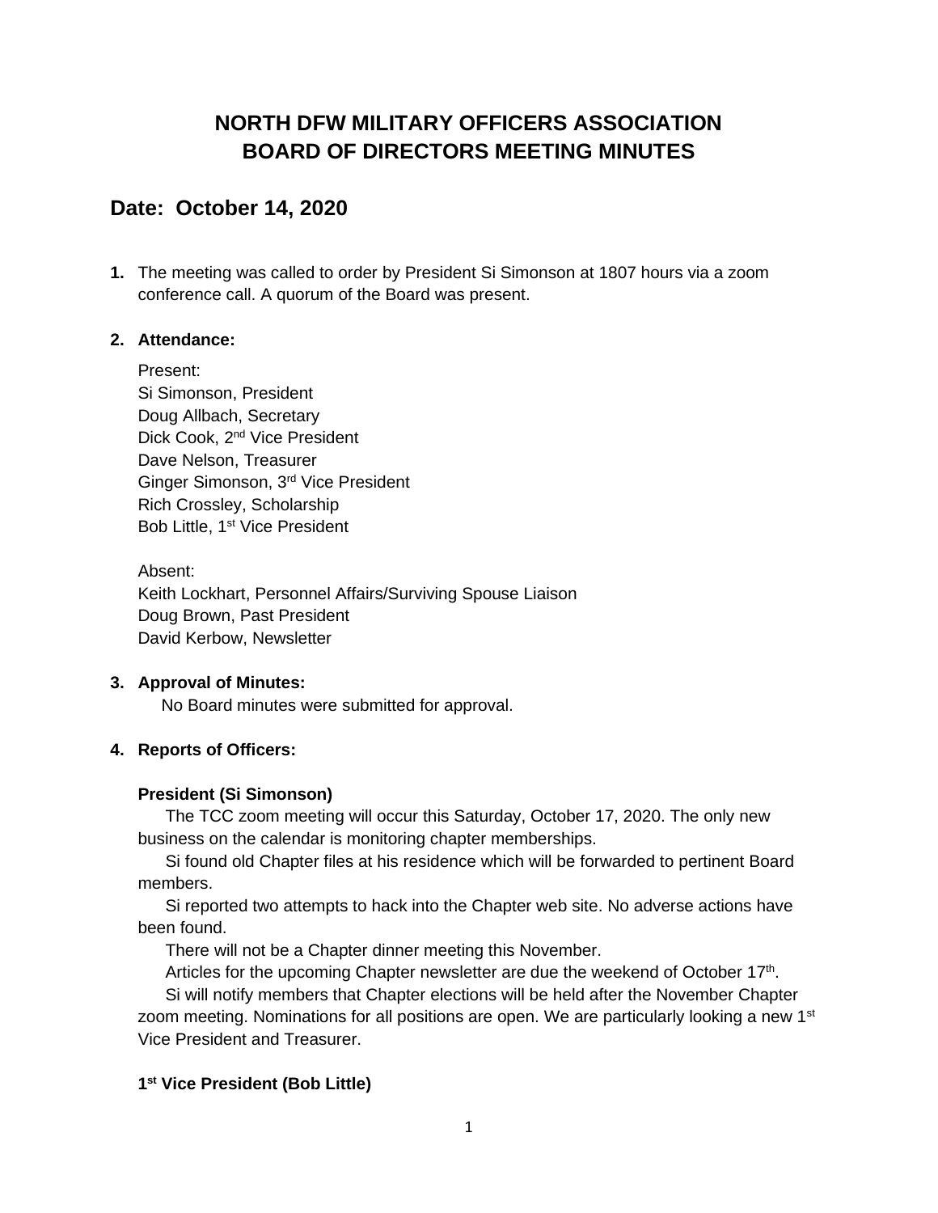# NORTH DFW MILITARY OFFICERS ASSOCIATION
# BOARD OF DIRECTORS MEETING MINUTES

## Date: October 14, 2020

1. The meeting was called to order by President Si Simonson at 1807 hours via a zoom conference call. A quorum of the Board was present.

2. **Attendance:**

   Present:
   Si Simonson, President
   Doug Allbach, Secretary
   Dick Cook, 2nd Vice President
   Dave Nelson, Treasurer
   Ginger Simonson, 3rd Vice President
   Rich Crossley, Scholarship
   Bob Little, 1st Vice President

   Absent:
   Keith Lockhart, Personnel Affairs/Surviving Spouse Liaison
   Doug Brown, Past President
   David Kerbow, Newsletter

3. **Approval of Minutes:**
   No Board minutes were submitted for approval.

4. **Reports of Officers:**

   **President (Si Simonson)**

   The TCC zoom meeting will occur this Saturday, October 17, 2020. The only new business on the calendar is monitoring chapter memberships.

   Si found old Chapter files at his residence which will be forwarded to pertinent Board members.

   Si reported two attempts to hack into the Chapter web site. No adverse actions have been found.

   There will not be a Chapter dinner meeting this November.

   Articles for the upcoming Chapter newsletter are due the weekend of October 17th.

   Si will notify members that Chapter elections will be held after the November Chapter zoom meeting. Nominations for all positions are open. We are particularly looking a new 1st Vice President and Treasurer.

   **1st Vice President (Bob Little)**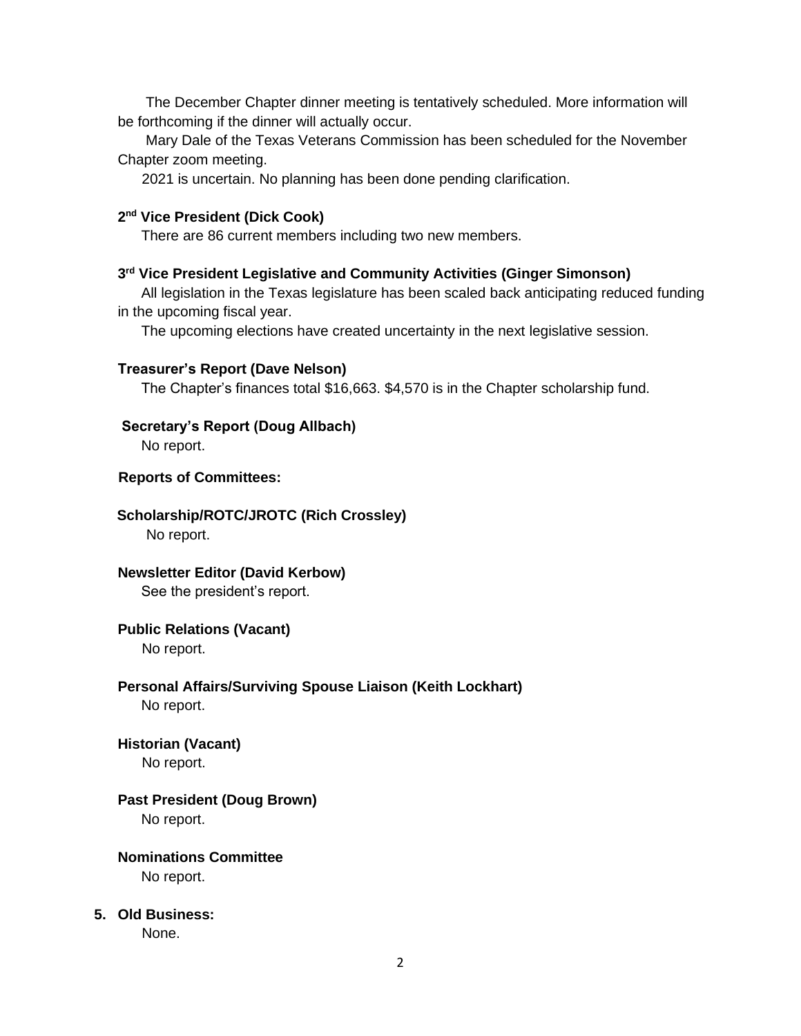The December Chapter dinner meeting is tentatively scheduled. More information will be forthcoming if the dinner will actually occur.

Mary Dale of the Texas Veterans Commission has been scheduled for the November Chapter zoom meeting.

2021 is uncertain. No planning has been done pending clarification.

**2nd Vice President (Dick Cook)**

There are 86 current members including two new members.

**3rd Vice President Legislative and Community Activities (Ginger Simonson)**

All legislation in the Texas legislature has been scaled back anticipating reduced funding in the upcoming fiscal year.

The upcoming elections have created uncertainty in the next legislative session.

**Treasurer's Report (Dave Nelson)**

The Chapter's finances total $16,663. $4,570 is in the Chapter scholarship fund.

**Secretary's Report (Doug Allbach)**

No report.

**Reports of Committees:**

**Scholarship/ROTC/JROTC (Rich Crossley)**

No report.

**Newsletter Editor (David Kerbow)**

See the president's report.

**Public Relations (Vacant)**

No report.

**Personal Affairs/Surviving Spouse Liaison (Keith Lockhart)**

No report.

**Historian (Vacant)**

No report.

**Past President (Doug Brown)**

No report.

**Nominations Committee**

No report.

**5. Old Business:**

None.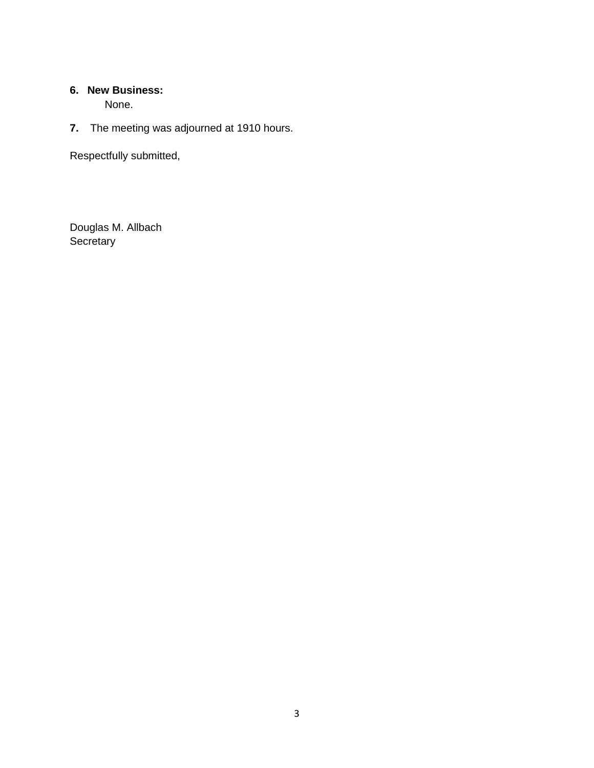**6. New Business:**

None.

**7.** The meeting was adjourned at 1910 hours.

Respectfully submitted,

Douglas M. Allbach
Secretary